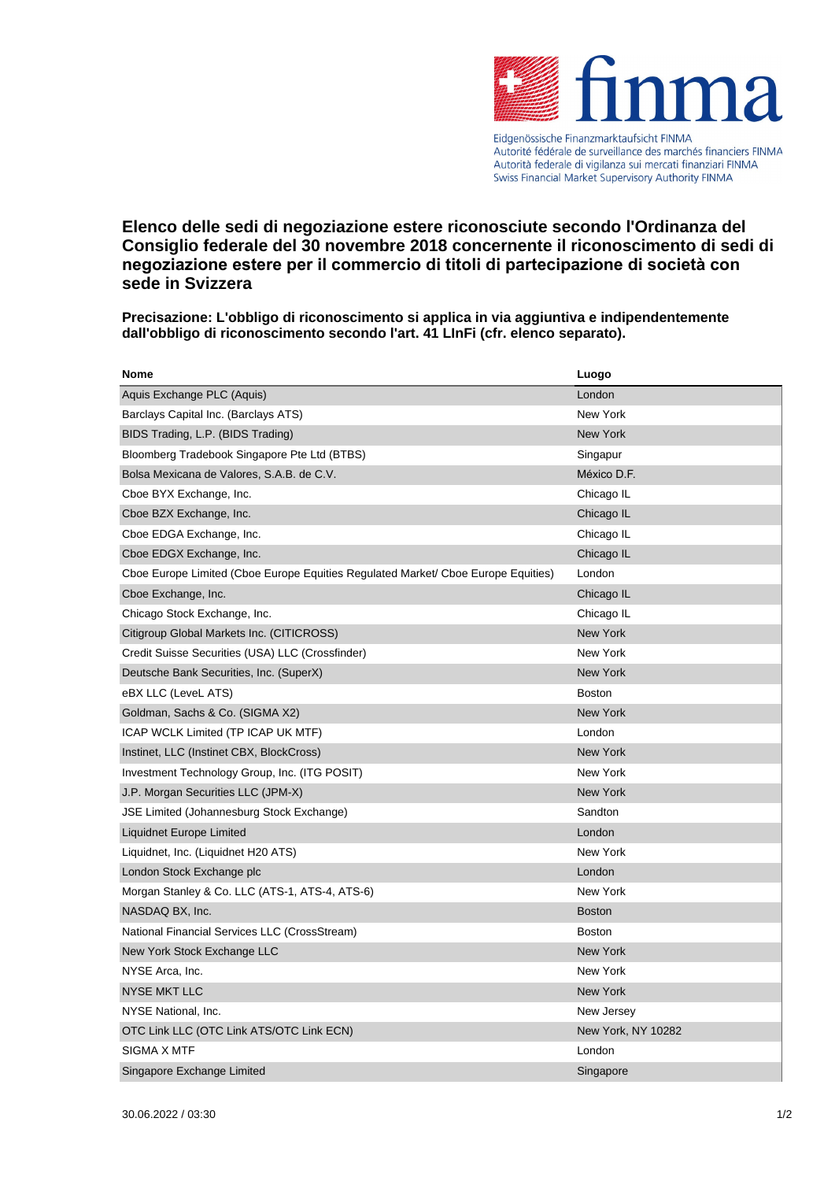Eidgenössische Finanzmarktaufsicht FINMA
Autorité fédérale de surveillance des marchés financiers FINMA
Autorità federale di vigilanza sui mercati finanziari FINMA
Swiss Financial Market Supervisory Authority FINMA

# Elenco delle sedi di negoziazione estere riconosciute secondo l'Ordinanza del Consiglio federale del 30 novembre 2018 concernente il riconoscimento di sedi di negoziazione estere per il commercio di titoli di partecipazione di società con sede in Svizzera

**Precisazione: L'obbligo di riconoscimento si applica in via aggiuntiva e indipendentemente dall'obbligo di riconoscimento secondo l'art. 41 LInFi (cfr. elenco separato).**

| Nome | Luogo |
|---|---|
| Aquis Exchange PLC (Aquis) | London |
| Barclays Capital Inc. (Barclays ATS) | New York |
| BIDS Trading, L.P. (BIDS Trading) | New York |
| Bloomberg Tradebook Singapore Pte Ltd (BTBS) | Singapur |
| Bolsa Mexicana de Valores, S.A.B. de C.V. | México D.F. |
| Cboe BYX Exchange, Inc. | Chicago IL |
| Cboe BZX Exchange, Inc. | Chicago IL |
| Cboe EDGA Exchange, Inc. | Chicago IL |
| Cboe EDGX Exchange, Inc. | Chicago IL |
| Cboe Europe Limited (Cboe Europe Equities Regulated Market/ Cboe Europe Equities) | London |
| Cboe Exchange, Inc. | Chicago IL |
| Chicago Stock Exchange, Inc. | Chicago IL |
| Citigroup Global Markets Inc. (CITICROSS) | New York |
| Credit Suisse Securities (USA) LLC (Crossfinder) | New York |
| Deutsche Bank Securities, Inc. (SuperX) | New York |
| eBX LLC (LeveL ATS) | Boston |
| Goldman, Sachs & Co. (SIGMA X2) | New York |
| ICAP WCLK Limited (TP ICAP UK MTF) | London |
| Instinet, LLC (Instinet CBX, BlockCross) | New York |
| Investment Technology Group, Inc. (ITG POSIT) | New York |
| J.P. Morgan Securities LLC (JPM-X) | New York |
| JSE Limited (Johannesburg Stock Exchange) | Sandton |
| Liquidnet Europe Limited | London |
| Liquidnet, Inc. (Liquidnet H20 ATS) | New York |
| London Stock Exchange plc | London |
| Morgan Stanley & Co. LLC (ATS-1, ATS-4, ATS-6) | New York |
| NASDAQ BX, Inc. | Boston |
| National Financial Services LLC (CrossStream) | Boston |
| New York Stock Exchange LLC | New York |
| NYSE Arca, Inc. | New York |
| NYSE MKT LLC | New York |
| NYSE National, Inc. | New Jersey |
| OTC Link LLC (OTC Link ATS/OTC Link ECN) | New York, NY 10282 |
| SIGMA X MTF | London |
| Singapore Exchange Limited | Singapore |

30.06.2022 / 03:30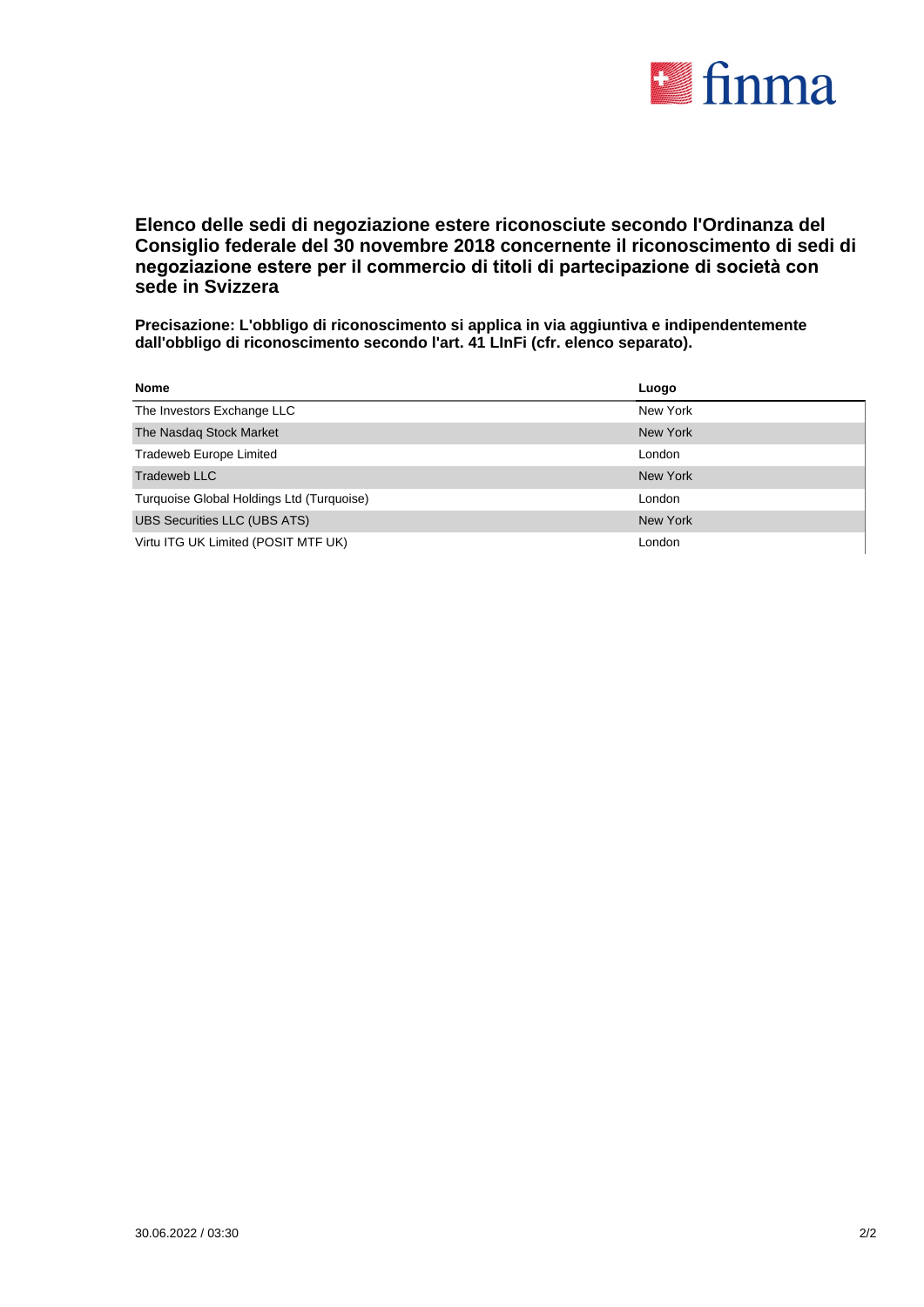# Elenco delle sedi di negoziazione estere riconosciute secondo l'Ordinanza del Consiglio federale del 30 novembre 2018 concernente il riconoscimento di sedi di negoziazione estere per il commercio di titoli di partecipazione di società con sede in Svizzera

**Precisazione: L'obbligo di riconoscimento si applica in via aggiuntiva e indipendentemente dall'obbligo di riconoscimento secondo l'art. 41 LInFi (cfr. elenco separato).**

| Nome | Luogo |
|---|---|
| The Investors Exchange LLC | New York |
| The Nasdaq Stock Market | New York |
| Tradeweb Europe Limited | London |
| Tradeweb LLC | New York |
| Turquoise Global Holdings Ltd (Turquoise) | London |
| UBS Securities LLC (UBS ATS) | New York |
| Virtu ITG UK Limited (POSIT MTF UK) | London |

30.06.2022 / 03:30